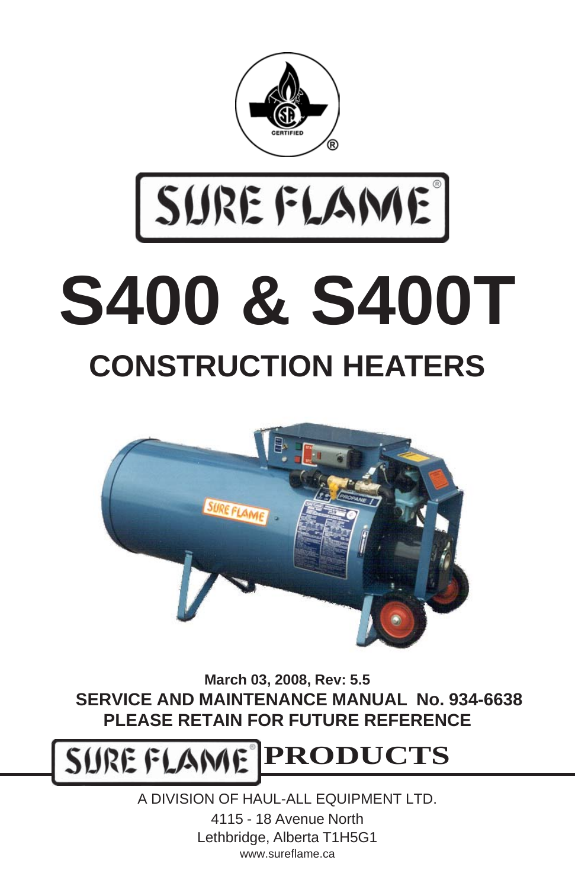CERTIFIED

# SURE FLAME®

# S400 & S400T

## CONSTRUCTION HEATERS

**March 03, 2008, Rev: 5.5**

**SERVICE AND MAINTENANCE MANUAL No. 934-6638**

**PLEASE RETAIN FOR FUTURE REFERENCE**

**SURE FLAME® PRODUCTS**

A DIVISION OF HAUL-ALL EQUIPMENT LTD.

4115 - 18 Avenue North

Lethbridge, Alberta T1H5G1

www.sureflame.ca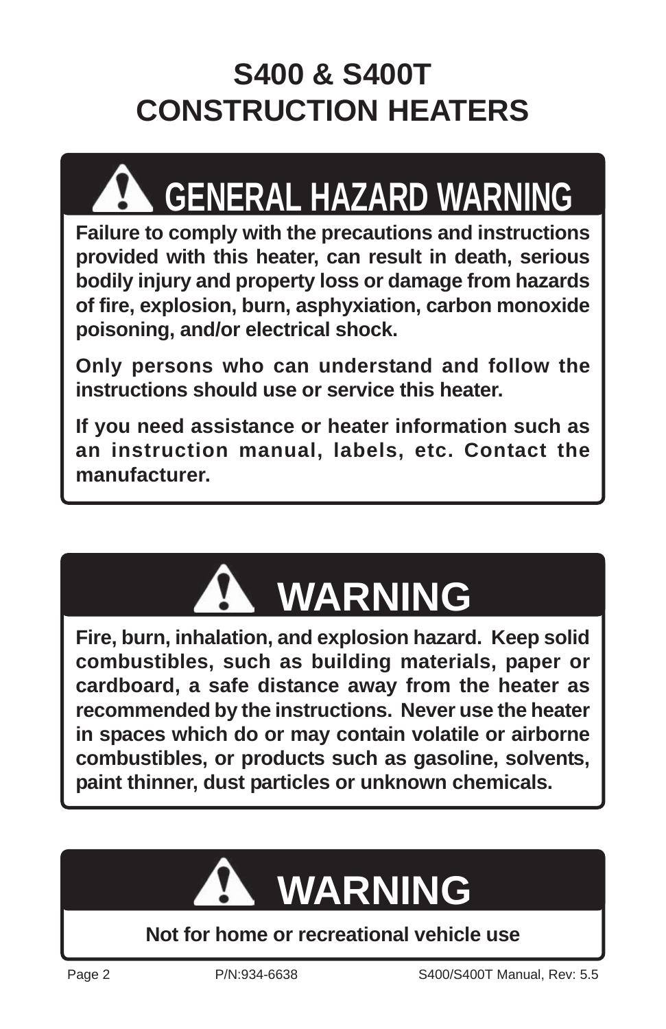# S400 & S400T CONSTRUCTION HEATERS

## ⚠ GENERAL HAZARD WARNING

**Failure to comply with the precautions and instructions provided with this heater, can result in death, serious bodily injury and property loss or damage from hazards of fire, explosion, burn, asphyxiation, carbon monoxide poisoning, and/or electrical shock.**

**Only persons who can understand and follow the instructions should use or service this heater.**

**If you need assistance or heater information such as an instruction manual, labels, etc. Contact the manufacturer.**

## ⚠ WARNING

**Fire, burn, inhalation, and explosion hazard. Keep solid combustibles, such as building materials, paper or cardboard, a safe distance away from the heater as recommended by the instructions. Never use the heater in spaces which do or may contain volatile or airborne combustibles, or products such as gasoline, solvents, paint thinner, dust particles or unknown chemicals.**

## ⚠ WARNING

**Not for home or recreational vehicle use**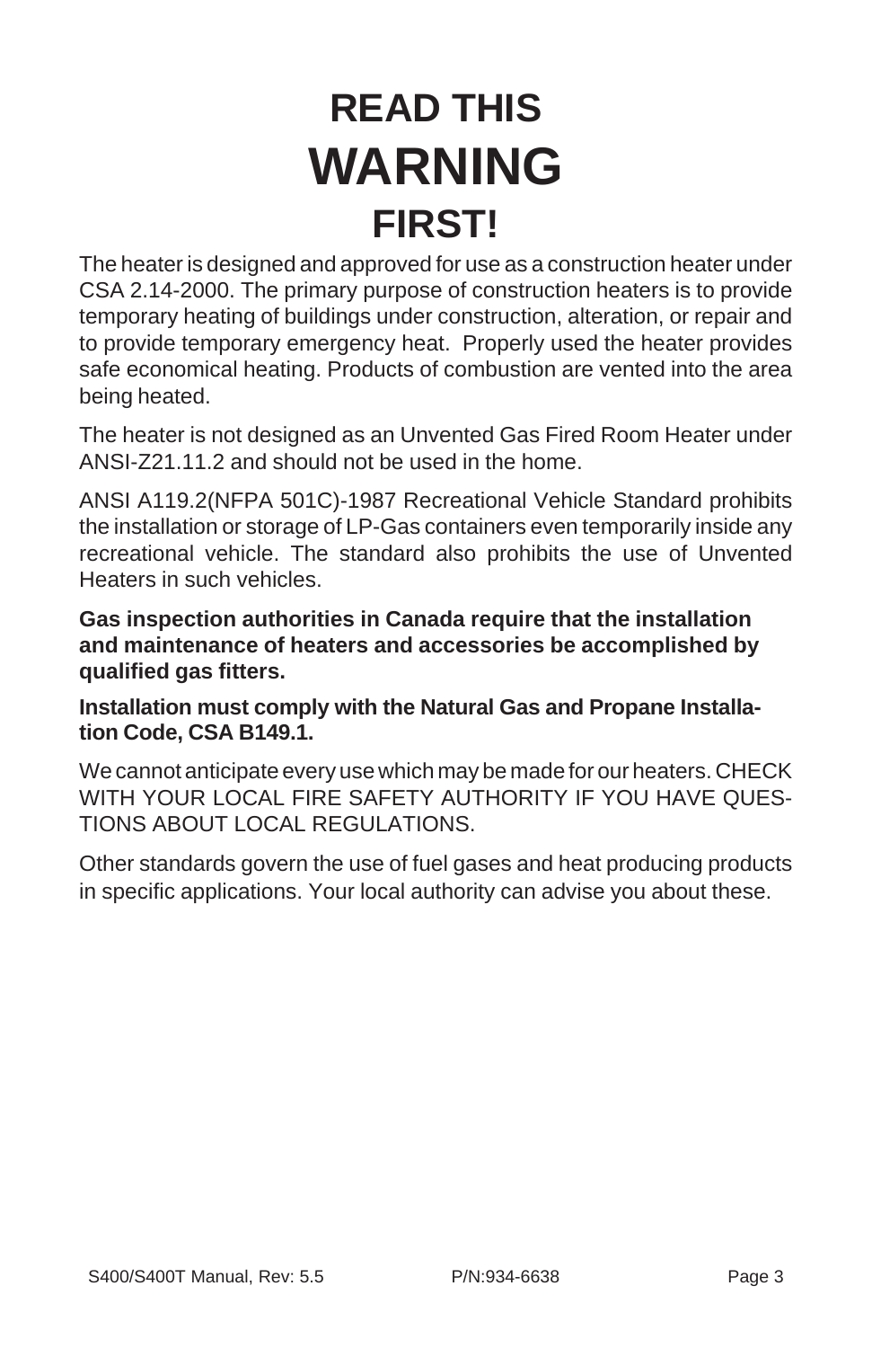# READ THIS WARNING FIRST!

The heater is designed and approved for use as a construction heater under CSA 2.14-2000. The primary purpose of construction heaters is to provide temporary heating of buildings under construction, alteration, or repair and to provide temporary emergency heat. Properly used the heater provides safe economical heating. Products of combustion are vented into the area being heated.

The heater is not designed as an Unvented Gas Fired Room Heater under ANSI-Z21.11.2 and should not be used in the home.

ANSI A119.2(NFPA 501C)-1987 Recreational Vehicle Standard prohibits the installation or storage of LP-Gas containers even temporarily inside any recreational vehicle. The standard also prohibits the use of Unvented Heaters in such vehicles.

**Gas inspection authorities in Canada require that the installation and maintenance of heaters and accessories be accomplished by qualified gas fitters.**

**Installation must comply with the Natural Gas and Propane Installation Code, CSA B149.1.**

We cannot anticipate every use which may be made for our heaters. CHECK WITH YOUR LOCAL FIRE SAFETY AUTHORITY IF YOU HAVE QUESTIONS ABOUT LOCAL REGULATIONS.

Other standards govern the use of fuel gases and heat producing products in specific applications. Your local authority can advise you about these.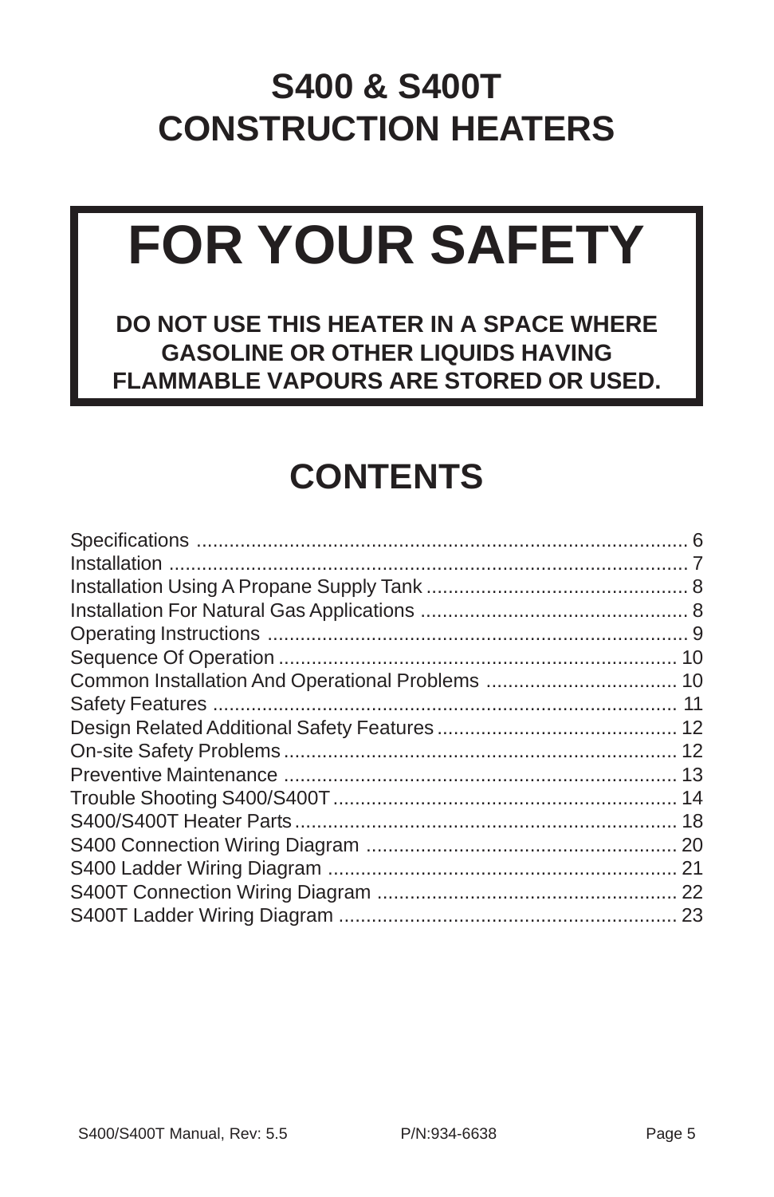# S400 & S400T CONSTRUCTION HEATERS

## FOR YOUR SAFETY

**DO NOT USE THIS HEATER IN A SPACE WHERE GASOLINE OR OTHER LIQUIDS HAVING FLAMMABLE VAPOURS ARE STORED OR USED.**

## CONTENTS

| | |
|---|---|
| Specifications | 6 |
| Installation | 7 |
| Installation Using A Propane Supply Tank | 8 |
| Installation For Natural Gas Applications | 8 |
| Operating Instructions | 9 |
| Sequence Of Operation | 10 |
| Common Installation And Operational Problems | 10 |
| Safety Features | 11 |
| Design Related Additional Safety Features | 12 |
| On-site Safety Problems | 12 |
| Preventive Maintenance | 13 |
| Trouble Shooting S400/S400T | 14 |
| S400/S400T Heater Parts | 18 |
| S400 Connection Wiring Diagram | 20 |
| S400 Ladder Wiring Diagram | 21 |
| S400T Connection Wiring Diagram | 22 |
| S400T Ladder Wiring Diagram | 23 |

S400/S400T Manual, Rev: 5.5 P/N:934-6638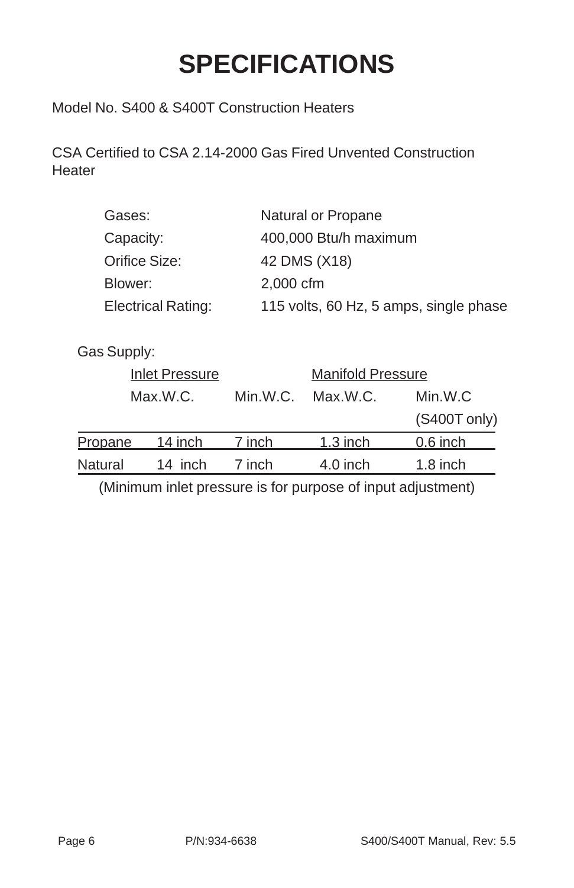# SPECIFICATIONS

Model No. S400 & S400T Construction Heaters

CSA Certified to CSA 2.14-2000 Gas Fired Unvented Construction Heater

| | |
|---|---|
| Gases: | Natural or Propane |
| Capacity: | 400,000 Btu/h maximum |
| Orifice Size: | 42 DMS (X18) |
| Blower: | 2,000 cfm |
| Electrical Rating: | 115 volts, 60 Hz, 5 amps, single phase |

Gas Supply:

| | Inlet Pressure | | Manifold Pressure | |
|---|---|---|---|---|
| | Max.W.C. | Min.W.C. | Max.W.C. | Min.W.C (S400T only) |
| Propane | 14 inch | 7 inch | 1.3 inch | 0.6 inch |
| Natural | 14 inch | 7 inch | 4.0 inch | 1.8 inch |

(Minimum inlet pressure is for purpose of input adjustment)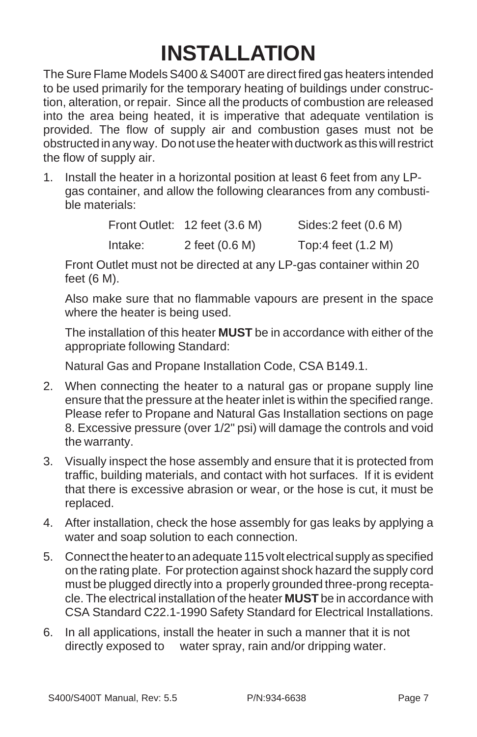# INSTALLATION

The Sure Flame Models S400 & S400T are direct fired gas heaters intended to be used primarily for the temporary heating of buildings under construction, alteration, or repair. Since all the products of combustion are released into the area being heated, it is imperative that adequate ventilation is provided. The flow of supply air and combustion gases must not be obstructed in any way. Do not use the heater with ductwork as this will restrict the flow of supply air.

1. Install the heater in a horizontal position at least 6 feet from any LP-gas container, and allow the following clearances from any combustible materials:

   | | | |
   |---|---|---|
   | Front Outlet: | 12 feet (3.6 M) | Sides:2 feet (0.6 M) |
   | Intake: | 2 feet (0.6 M) | Top:4 feet (1.2 M) |

   Front Outlet must not be directed at any LP-gas container within 20 feet (6 M).

   Also make sure that no flammable vapours are present in the space where the heater is being used.

   The installation of this heater **MUST** be in accordance with either of the appropriate following Standard:

   Natural Gas and Propane Installation Code, CSA B149.1.

2. When connecting the heater to a natural gas or propane supply line ensure that the pressure at the heater inlet is within the specified range. Please refer to Propane and Natural Gas Installation sections on page 8. Excessive pressure (over 1/2" psi) will damage the controls and void the warranty.

3. Visually inspect the hose assembly and ensure that it is protected from traffic, building materials, and contact with hot surfaces. If it is evident that there is excessive abrasion or wear, or the hose is cut, it must be replaced.

4. After installation, check the hose assembly for gas leaks by applying a water and soap solution to each connection.

5. Connect the heater to an adequate 115 volt electrical supply as specified on the rating plate. For protection against shock hazard the supply cord must be plugged directly into a properly grounded three-prong receptacle. The electrical installation of the heater **MUST** be in accordance with CSA Standard C22.1-1990 Safety Standard for Electrical Installations.

6. In all applications, install the heater in such a manner that it is not directly exposed to water spray, rain and/or dripping water.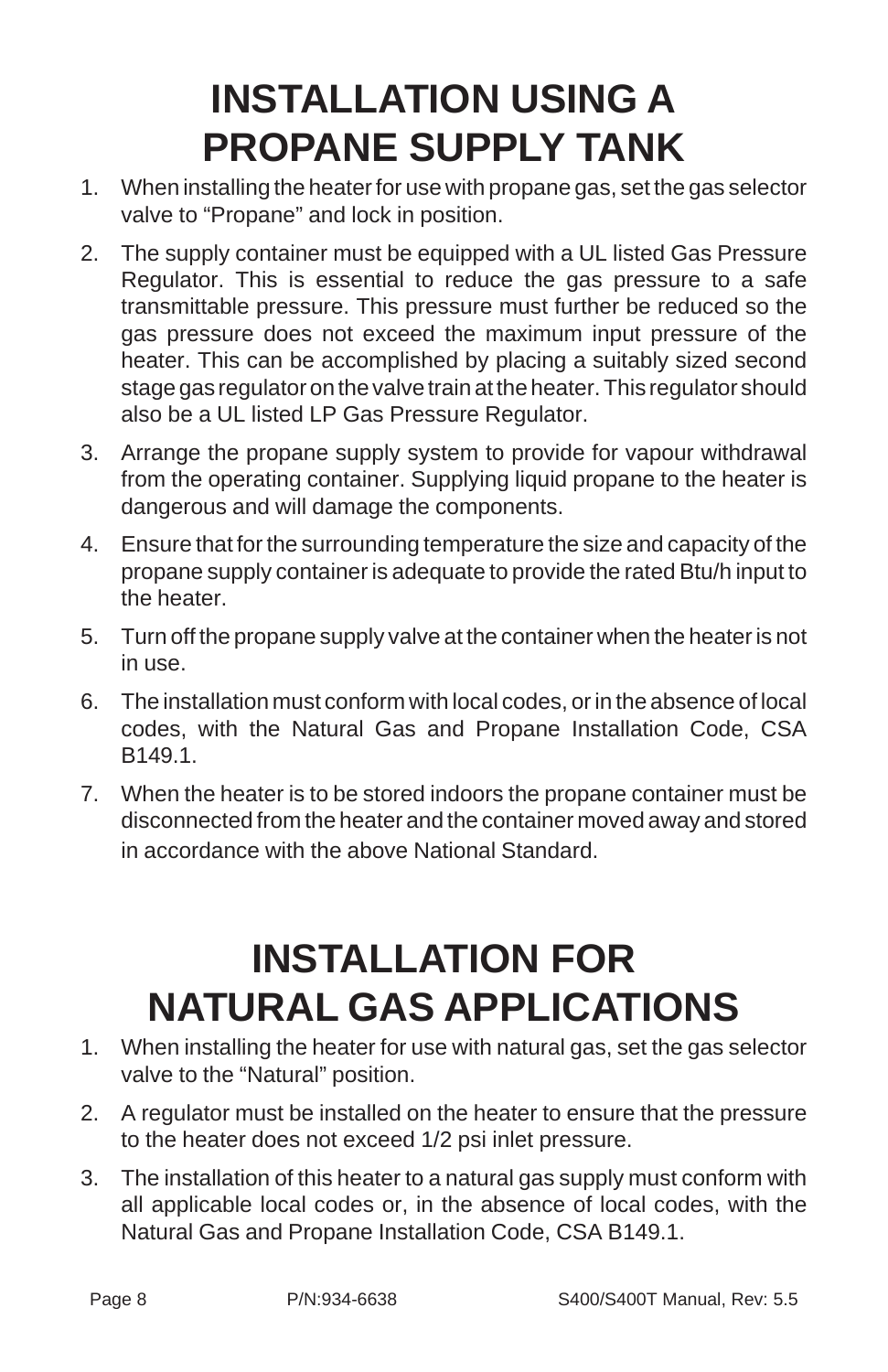# INSTALLATION USING A PROPANE SUPPLY TANK

1. When installing the heater for use with propane gas, set the gas selector valve to “Propane” and lock in position.
2. The supply container must be equipped with a UL listed Gas Pressure Regulator. This is essential to reduce the gas pressure to a safe transmittable pressure. This pressure must further be reduced so the gas pressure does not exceed the maximum input pressure of the heater. This can be accomplished by placing a suitably sized second stage gas regulator on the valve train at the heater. This regulator should also be a UL listed LP Gas Pressure Regulator.
3. Arrange the propane supply system to provide for vapour withdrawal from the operating container. Supplying liquid propane to the heater is dangerous and will damage the components.
4. Ensure that for the surrounding temperature the size and capacity of the propane supply container is adequate to provide the rated Btu/h input to the heater.
5. Turn off the propane supply valve at the container when the heater is not in use.
6. The installation must conform with local codes, or in the absence of local codes, with the Natural Gas and Propane Installation Code, CSA B149.1.
7. When the heater is to be stored indoors the propane container must be disconnected from the heater and the container moved away and stored in accordance with the above National Standard.

# INSTALLATION FOR NATURAL GAS APPLICATIONS

1. When installing the heater for use with natural gas, set the gas selector valve to the “Natural” position.
2. A regulator must be installed on the heater to ensure that the pressure to the heater does not exceed 1/2 psi inlet pressure.
3. The installation of this heater to a natural gas supply must conform with all applicable local codes or, in the absence of local codes, with the Natural Gas and Propane Installation Code, CSA B149.1.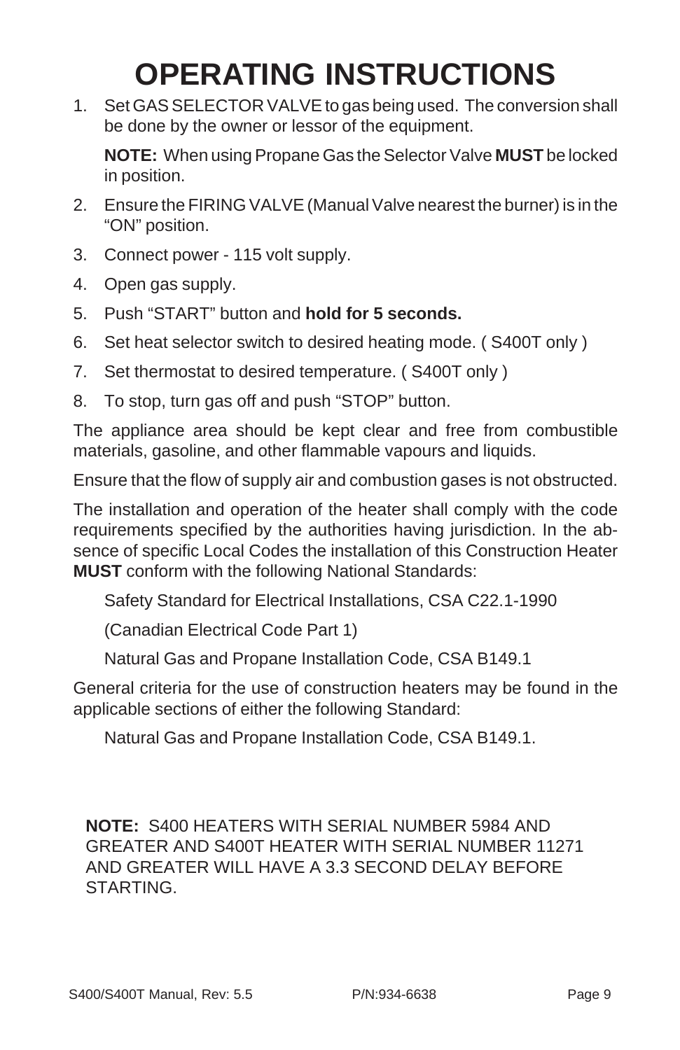# OPERATING INSTRUCTIONS

1. Set GAS SELECTOR VALVE to gas being used. The conversion shall be done by the owner or lessor of the equipment.

   **NOTE:** When using Propane Gas the Selector Valve **MUST** be locked in position.

2. Ensure the FIRING VALVE (Manual Valve nearest the burner) is in the "ON" position.
3. Connect power - 115 volt supply.
4. Open gas supply.
5. Push "START" button and **hold for 5 seconds.**
6. Set heat selector switch to desired heating mode. ( S400T only )
7. Set thermostat to desired temperature. ( S400T only )
8. To stop, turn gas off and push "STOP" button.

The appliance area should be kept clear and free from combustible materials, gasoline, and other flammable vapours and liquids.

Ensure that the flow of supply air and combustion gases is not obstructed.

The installation and operation of the heater shall comply with the code requirements specified by the authorities having jurisdiction. In the absence of specific Local Codes the installation of this Construction Heater **MUST** conform with the following National Standards:

Safety Standard for Electrical Installations, CSA C22.1-1990

(Canadian Electrical Code Part 1)

Natural Gas and Propane Installation Code, CSA B149.1

General criteria for the use of construction heaters may be found in the applicable sections of either the following Standard:

Natural Gas and Propane Installation Code, CSA B149.1.

**NOTE:** S400 HEATERS WITH SERIAL NUMBER 5984 AND GREATER AND S400T HEATER WITH SERIAL NUMBER 11271 AND GREATER WILL HAVE A 3.3 SECOND DELAY BEFORE STARTING.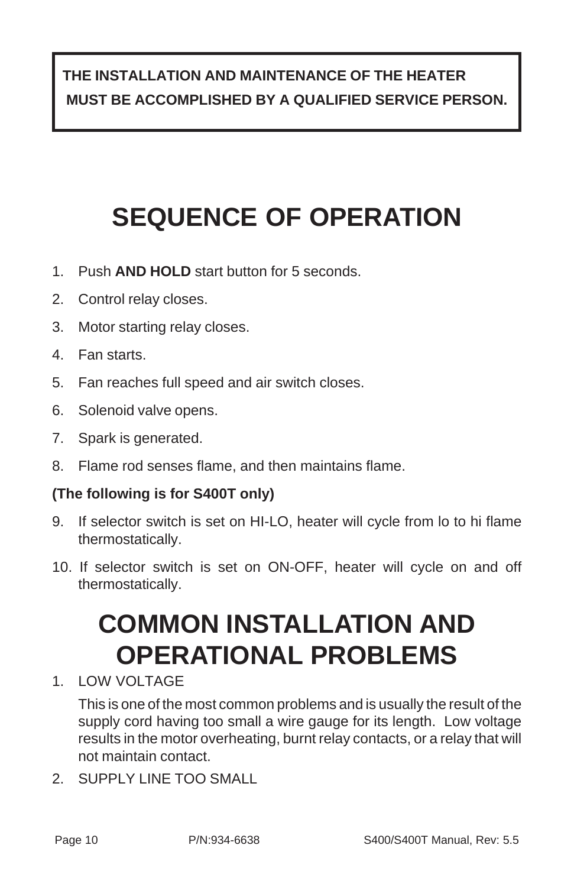**THE INSTALLATION AND MAINTENANCE OF THE HEATER MUST BE ACCOMPLISHED BY A QUALIFIED SERVICE PERSON.**

# SEQUENCE OF OPERATION

1. Push **AND HOLD** start button for 5 seconds.
2. Control relay closes.
3. Motor starting relay closes.
4. Fan starts.
5. Fan reaches full speed and air switch closes.
6. Solenoid valve opens.
7. Spark is generated.
8. Flame rod senses flame, and then maintains flame.

**(The following is for S400T only)**

9. If selector switch is set on HI-LO, heater will cycle from lo to hi flame thermostatically.
10. If selector switch is set on ON-OFF, heater will cycle on and off thermostatically.

# COMMON INSTALLATION AND OPERATIONAL PROBLEMS

1. LOW VOLTAGE

   This is one of the most common problems and is usually the result of the supply cord having too small a wire gauge for its length. Low voltage results in the motor overheating, burnt relay contacts, or a relay that will not maintain contact.

2. SUPPLY LINE TOO SMALL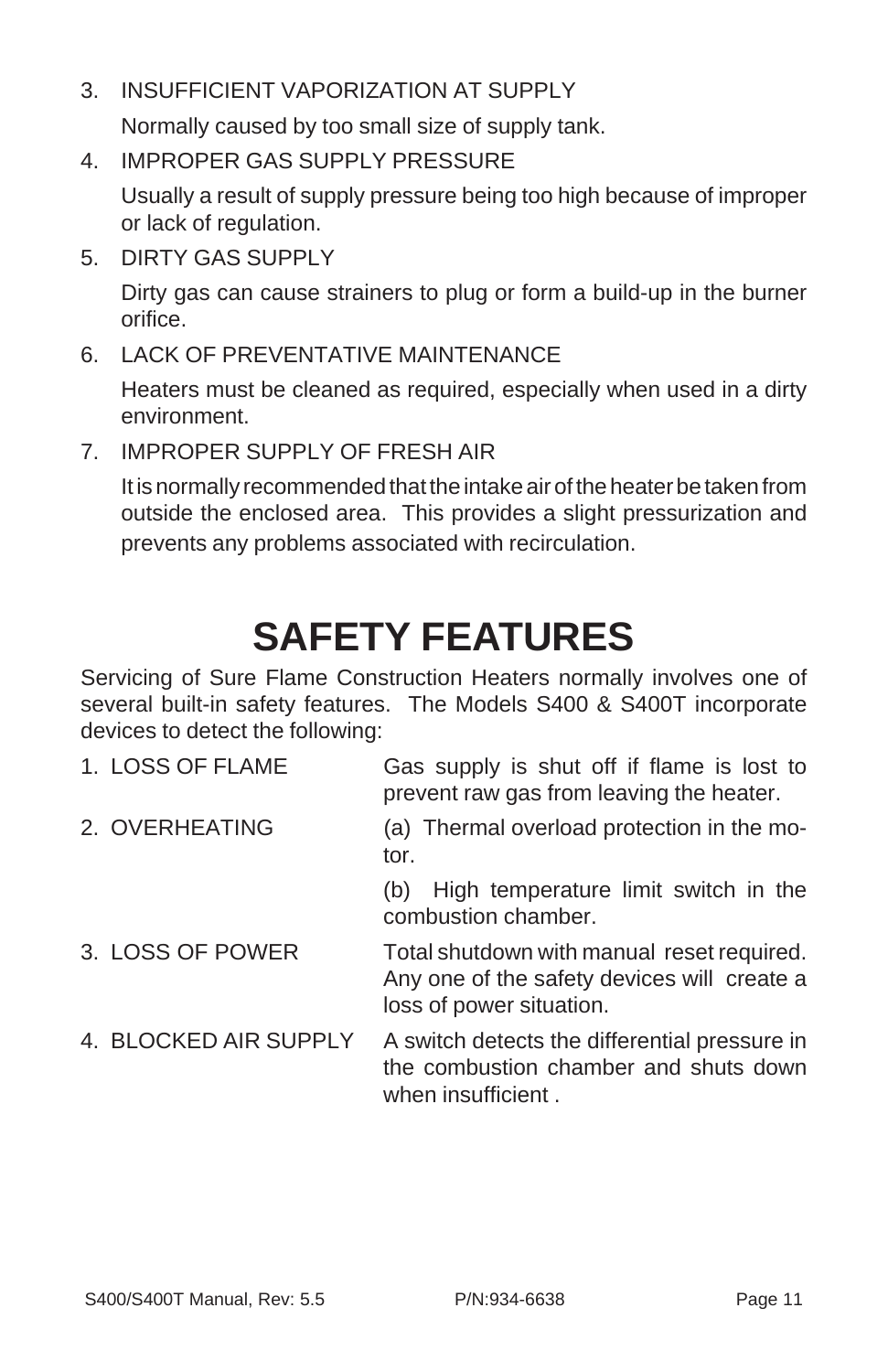3. INSUFFICIENT VAPORIZATION AT SUPPLY

   Normally caused by too small size of supply tank.

4. IMPROPER GAS SUPPLY PRESSURE

   Usually a result of supply pressure being too high because of improper or lack of regulation.

5. DIRTY GAS SUPPLY

   Dirty gas can cause strainers to plug or form a build-up in the burner orifice.

6. LACK OF PREVENTATIVE MAINTENANCE

   Heaters must be cleaned as required, especially when used in a dirty environment.

7. IMPROPER SUPPLY OF FRESH AIR

   It is normally recommended that the intake air of the heater be taken from outside the enclosed area. This provides a slight pressurization and prevents any problems associated with recirculation.

# SAFETY FEATURES

Servicing of Sure Flame Construction Heaters normally involves one of several built-in safety features. The Models S400 & S400T incorporate devices to detect the following:

| | |
|---|---|
| 1. LOSS OF FLAME | Gas supply is shut off if flame is lost to prevent raw gas from leaving the heater. |
| 2. OVERHEATING | (a) Thermal overload protection in the motor. |
| | (b) High temperature limit switch in the combustion chamber. |
| 3. LOSS OF POWER | Total shutdown with manual reset required. Any one of the safety devices will create a loss of power situation. |
| 4. BLOCKED AIR SUPPLY | A switch detects the differential pressure in the combustion chamber and shuts down when insufficient . |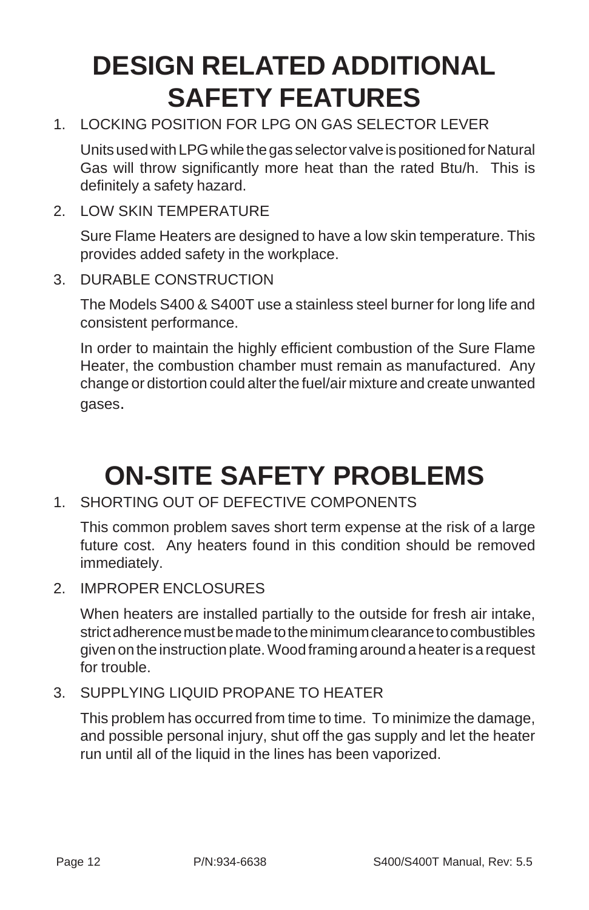# DESIGN RELATED ADDITIONAL SAFETY FEATURES

1. LOCKING POSITION FOR LPG ON GAS SELECTOR LEVER

   Units used with LPG while the gas selector valve is positioned for Natural Gas will throw significantly more heat than the rated Btu/h. This is definitely a safety hazard.

2. LOW SKIN TEMPERATURE

   Sure Flame Heaters are designed to have a low skin temperature. This provides added safety in the workplace.

3. DURABLE CONSTRUCTION

   The Models S400 & S400T use a stainless steel burner for long life and consistent performance.

   In order to maintain the highly efficient combustion of the Sure Flame Heater, the combustion chamber must remain as manufactured. Any change or distortion could alter the fuel/air mixture and create unwanted gases.

# ON-SITE SAFETY PROBLEMS

1. SHORTING OUT OF DEFECTIVE COMPONENTS

   This common problem saves short term expense at the risk of a large future cost. Any heaters found in this condition should be removed immediately.

2. IMPROPER ENCLOSURES

   When heaters are installed partially to the outside for fresh air intake, strict adherence must be made to the minimum clearance to combustibles given on the instruction plate. Wood framing around a heater is a request for trouble.

3. SUPPLYING LIQUID PROPANE TO HEATER

   This problem has occurred from time to time. To minimize the damage, and possible personal injury, shut off the gas supply and let the heater run until all of the liquid in the lines has been vaporized.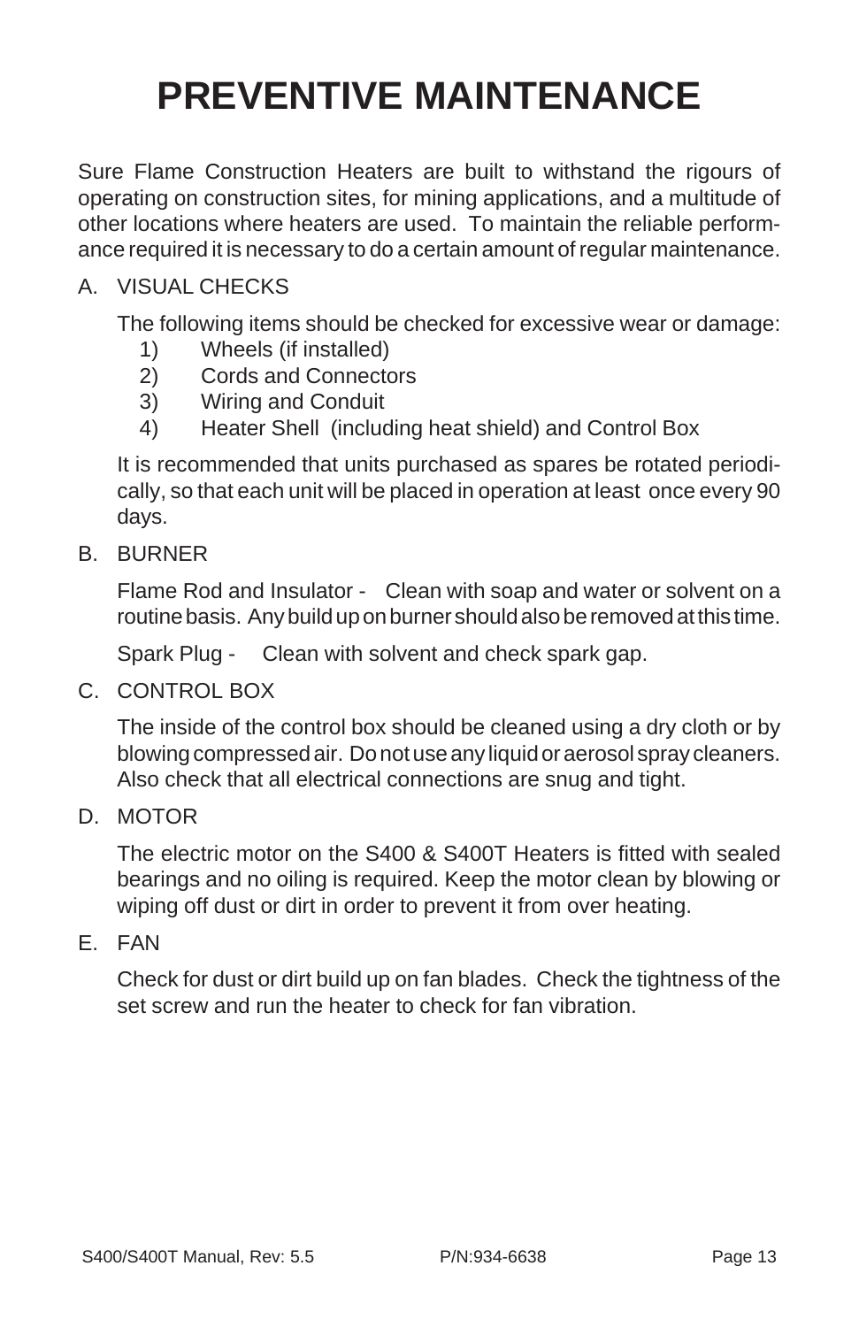# PREVENTIVE MAINTENANCE

Sure Flame Construction Heaters are built to withstand the rigours of operating on construction sites, for mining applications, and a multitude of other locations where heaters are used. To maintain the reliable performance required it is necessary to do a certain amount of regular maintenance.

A. VISUAL CHECKS

The following items should be checked for excessive wear or damage:

1) Wheels (if installed)
2) Cords and Connectors
3) Wiring and Conduit
4) Heater Shell (including heat shield) and Control Box

It is recommended that units purchased as spares be rotated periodically, so that each unit will be placed in operation at least once every 90 days.

B. BURNER

Flame Rod and Insulator - Clean with soap and water or solvent on a routine basis. Any build up on burner should also be removed at this time.

Spark Plug - Clean with solvent and check spark gap.

C. CONTROL BOX

The inside of the control box should be cleaned using a dry cloth or by blowing compressed air. Do not use any liquid or aerosol spray cleaners. Also check that all electrical connections are snug and tight.

D. MOTOR

The electric motor on the S400 & S400T Heaters is fitted with sealed bearings and no oiling is required. Keep the motor clean by blowing or wiping off dust or dirt in order to prevent it from over heating.

E. FAN

Check for dust or dirt build up on fan blades. Check the tightness of the set screw and run the heater to check for fan vibration.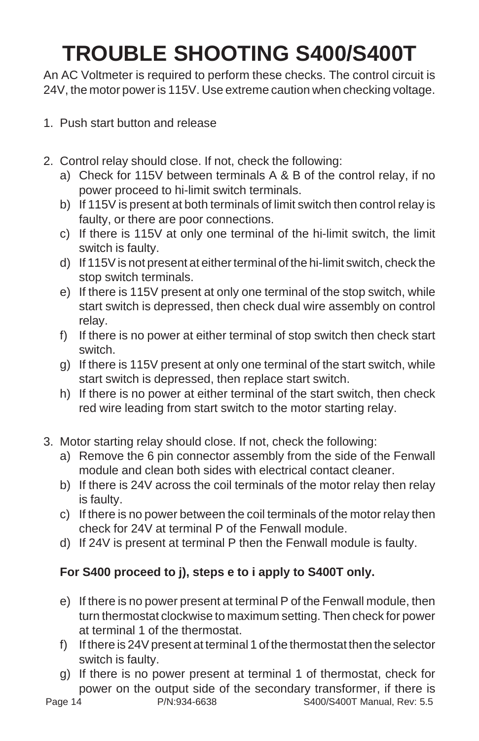# TROUBLE SHOOTING S400/S400T

An AC Voltmeter is required to perform these checks. The control circuit is 24V, the motor power is 115V. Use extreme caution when checking voltage.

1. Push start button and release

2. Control relay should close. If not, check the following:
   a) Check for 115V between terminals A & B of the control relay, if no power proceed to hi-limit switch terminals.
   b) If 115V is present at both terminals of limit switch then control relay is faulty, or there are poor connections.
   c) If there is 115V at only one terminal of the hi-limit switch, the limit switch is faulty.
   d) If 115V is not present at either terminal of the hi-limit switch, check the stop switch terminals.
   e) If there is 115V present at only one terminal of the stop switch, while start switch is depressed, then check dual wire assembly on control relay.
   f) If there is no power at either terminal of stop switch then check start switch.
   g) If there is 115V present at only one terminal of the start switch, while start switch is depressed, then replace start switch.
   h) If there is no power at either terminal of the start switch, then check red wire leading from start switch to the motor starting relay.

3. Motor starting relay should close. If not, check the following:
   a) Remove the 6 pin connector assembly from the side of the Fenwall module and clean both sides with electrical contact cleaner.
   b) If there is 24V across the coil terminals of the motor relay then relay is faulty.
   c) If there is no power between the coil terminals of the motor relay then check for 24V at terminal P of the Fenwall module.
   d) If 24V is present at terminal P then the Fenwall module is faulty.

   **For S400 proceed to j), steps e to i apply to S400T only.**

   e) If there is no power present at terminal P of the Fenwall module, then turn thermostat clockwise to maximum setting. Then check for power at terminal 1 of the thermostat.
   f) If there is 24V present at terminal 1 of the thermostat then the selector switch is faulty.
   g) If there is no power present at terminal 1 of thermostat, check for power on the output side of the secondary transformer, if there is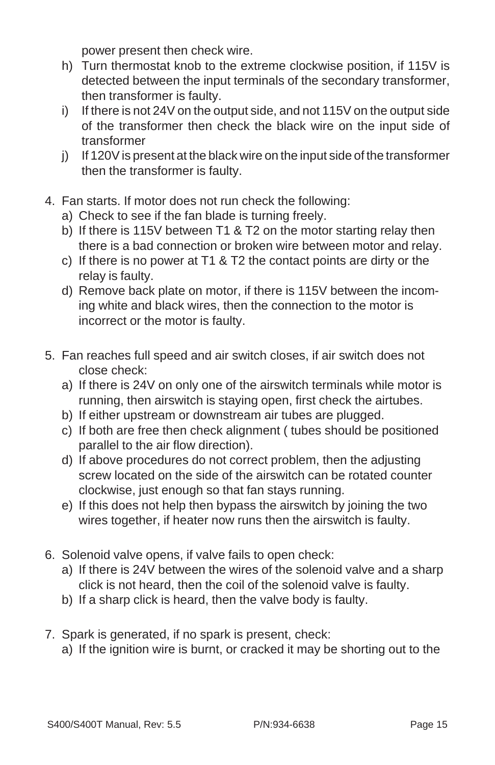power present then check wire.

h) Turn thermostat knob to the extreme clockwise position, if 115V is detected between the input terminals of the secondary transformer, then transformer is faulty.
i) If there is not 24V on the output side, and not 115V on the output side of the transformer then check the black wire on the input side of transformer
j) If 120V is present at the black wire on the input side of the transformer then the transformer is faulty.

4. Fan starts. If motor does not run check the following:
   a) Check to see if the fan blade is turning freely.
   b) If there is 115V between T1 & T2 on the motor starting relay then there is a bad connection or broken wire between motor and relay.
   c) If there is no power at T1 & T2 the contact points are dirty or the relay is faulty.
   d) Remove back plate on motor, if there is 115V between the incoming white and black wires, then the connection to the motor is incorrect or the motor is faulty.

5. Fan reaches full speed and air switch closes, if air switch does not close check:
   a) If there is 24V on only one of the airswitch terminals while motor is running, then airswitch is staying open, first check the airtubes.
   b) If either upstream or downstream air tubes are plugged.
   c) If both are free then check alignment ( tubes should be positioned parallel to the air flow direction).
   d) If above procedures do not correct problem, then the adjusting screw located on the side of the airswitch can be rotated counter clockwise, just enough so that fan stays running.
   e) If this does not help then bypass the airswitch by joining the two wires together, if heater now runs then the airswitch is faulty.

6. Solenoid valve opens, if valve fails to open check:
   a) If there is 24V between the wires of the solenoid valve and a sharp click is not heard, then the coil of the solenoid valve is faulty.
   b) If a sharp click is heard, then the valve body is faulty.

7. Spark is generated, if no spark is present, check:
   a) If the ignition wire is burnt, or cracked it may be shorting out to the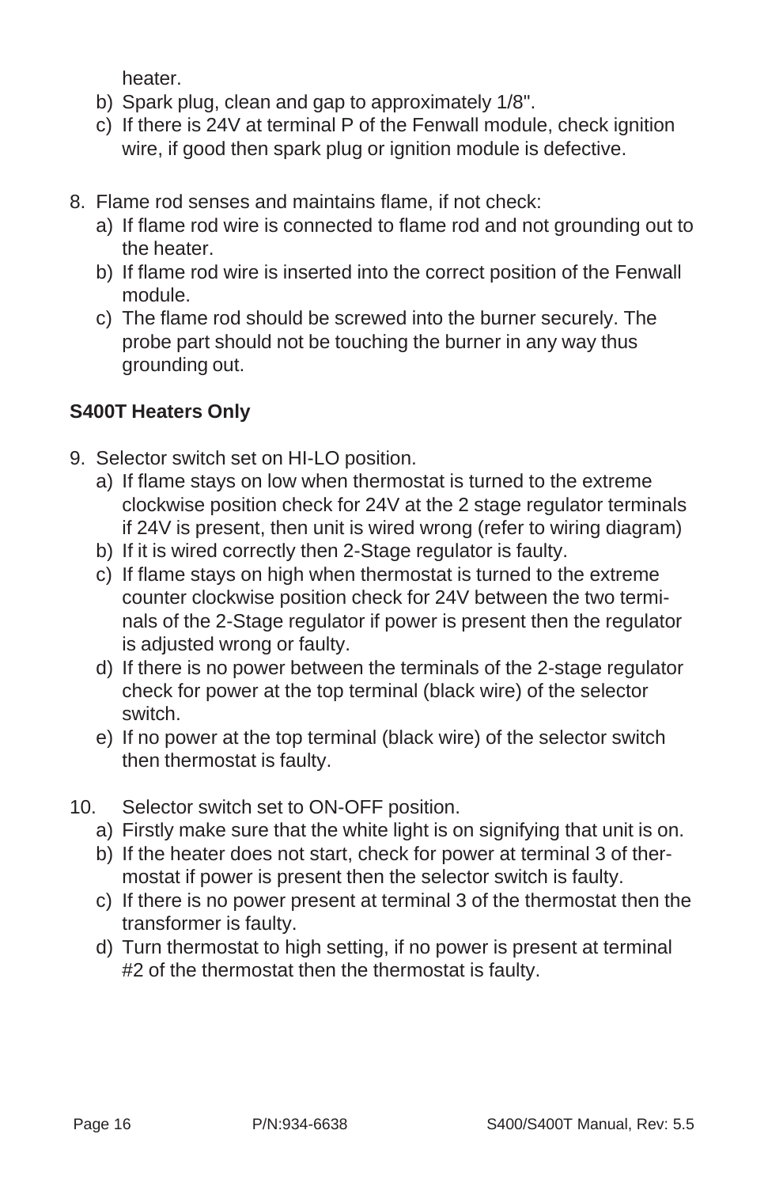heater.

b) Spark plug, clean and gap to approximately 1/8".
c) If there is 24V at terminal P of the Fenwall module, check ignition wire, if good then spark plug or ignition module is defective.

8. Flame rod senses and maintains flame, if not check:
   a) If flame rod wire is connected to flame rod and not grounding out to the heater.
   b) If flame rod wire is inserted into the correct position of the Fenwall module.
   c) The flame rod should be screwed into the burner securely. The probe part should not be touching the burner in any way thus grounding out.

**S400T Heaters Only**

9. Selector switch set on HI-LO position.
   a) If flame stays on low when thermostat is turned to the extreme clockwise position check for 24V at the 2 stage regulator terminals if 24V is present, then unit is wired wrong (refer to wiring diagram)
   b) If it is wired correctly then 2-Stage regulator is faulty.
   c) If flame stays on high when thermostat is turned to the extreme counter clockwise position check for 24V between the two terminals of the 2-Stage regulator if power is present then the regulator is adjusted wrong or faulty.
   d) If there is no power between the terminals of the 2-stage regulator check for power at the top terminal (black wire) of the selector switch.
   e) If no power at the top terminal (black wire) of the selector switch then thermostat is faulty.

10. Selector switch set to ON-OFF position.
    a) Firstly make sure that the white light is on signifying that unit is on.
    b) If the heater does not start, check for power at terminal 3 of thermostat if power is present then the selector switch is faulty.
    c) If there is no power present at terminal 3 of the thermostat then the transformer is faulty.
    d) Turn thermostat to high setting, if no power is present at terminal #2 of the thermostat then the thermostat is faulty.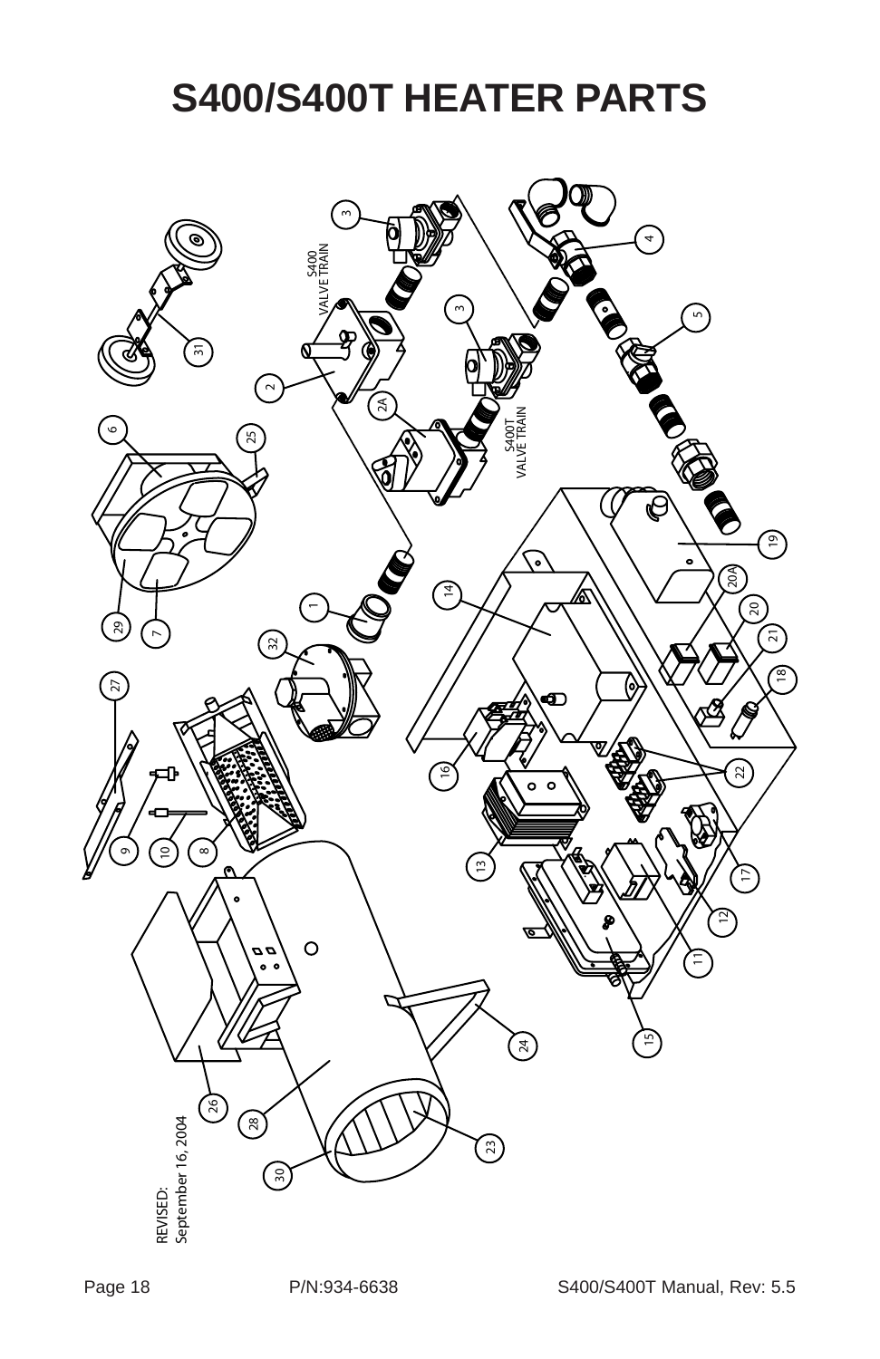# S400/S400T HEATER PARTS

S400 VALVE TRAIN

S400T VALVE TRAIN

1 2 2A 3 4 5 6 7 8 9 10 11 12 13 14 15 16 17 18 19 20 20A 21 22 23 24 25 26 27 28 29 30 31 32

REVISED:
September 16, 2004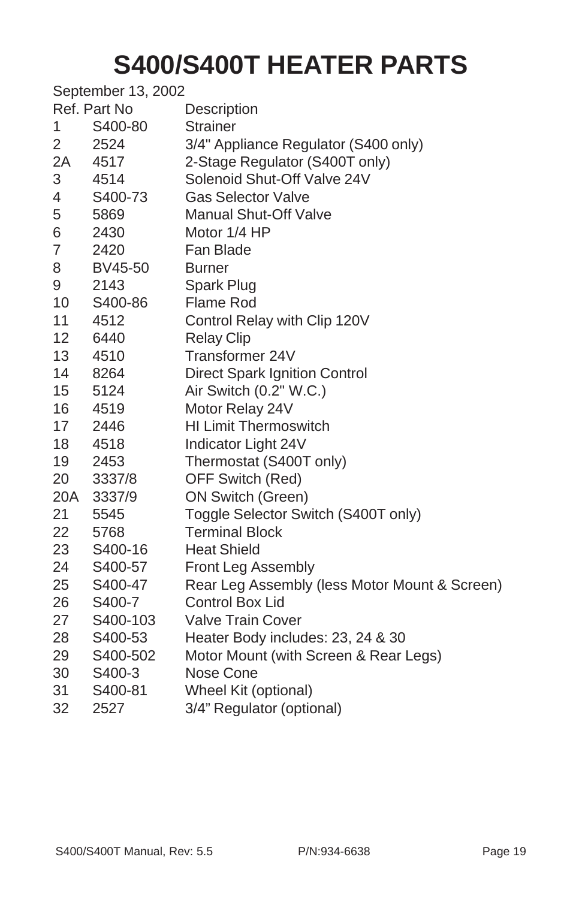# S400/S400T HEATER PARTS

September 13, 2002

| Ref. | Part No | Description |
|---|---|---|
| 1 | S400-80 | Strainer |
| 2 | 2524 | 3/4" Appliance Regulator (S400 only) |
| 2A | 4517 | 2-Stage Regulator (S400T only) |
| 3 | 4514 | Solenoid Shut-Off Valve 24V |
| 4 | S400-73 | Gas Selector Valve |
| 5 | 5869 | Manual Shut-Off Valve |
| 6 | 2430 | Motor 1/4 HP |
| 7 | 2420 | Fan Blade |
| 8 | BV45-50 | Burner |
| 9 | 2143 | Spark Plug |
| 10 | S400-86 | Flame Rod |
| 11 | 4512 | Control Relay with Clip 120V |
| 12 | 6440 | Relay Clip |
| 13 | 4510 | Transformer 24V |
| 14 | 8264 | Direct Spark Ignition Control |
| 15 | 5124 | Air Switch (0.2" W.C.) |
| 16 | 4519 | Motor Relay 24V |
| 17 | 2446 | HI Limit Thermoswitch |
| 18 | 4518 | Indicator Light 24V |
| 19 | 2453 | Thermostat (S400T only) |
| 20 | 3337/8 | OFF Switch (Red) |
| 20A | 3337/9 | ON Switch (Green) |
| 21 | 5545 | Toggle Selector Switch (S400T only) |
| 22 | 5768 | Terminal Block |
| 23 | S400-16 | Heat Shield |
| 24 | S400-57 | Front Leg Assembly |
| 25 | S400-47 | Rear Leg Assembly (less Motor Mount & Screen) |
| 26 | S400-7 | Control Box Lid |
| 27 | S400-103 | Valve Train Cover |
| 28 | S400-53 | Heater Body includes: 23, 24 & 30 |
| 29 | S400-502 | Motor Mount (with Screen & Rear Legs) |
| 30 | S400-3 | Nose Cone |
| 31 | S400-81 | Wheel Kit (optional) |
| 32 | 2527 | 3/4" Regulator (optional) |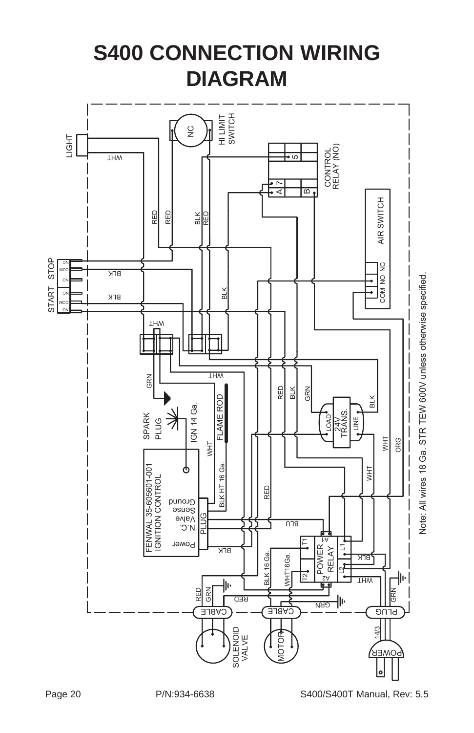# S400 CONNECTION WIRING DIAGRAM

Note: All wires 18 Ga. STR TEW 600V unless otherwise specified.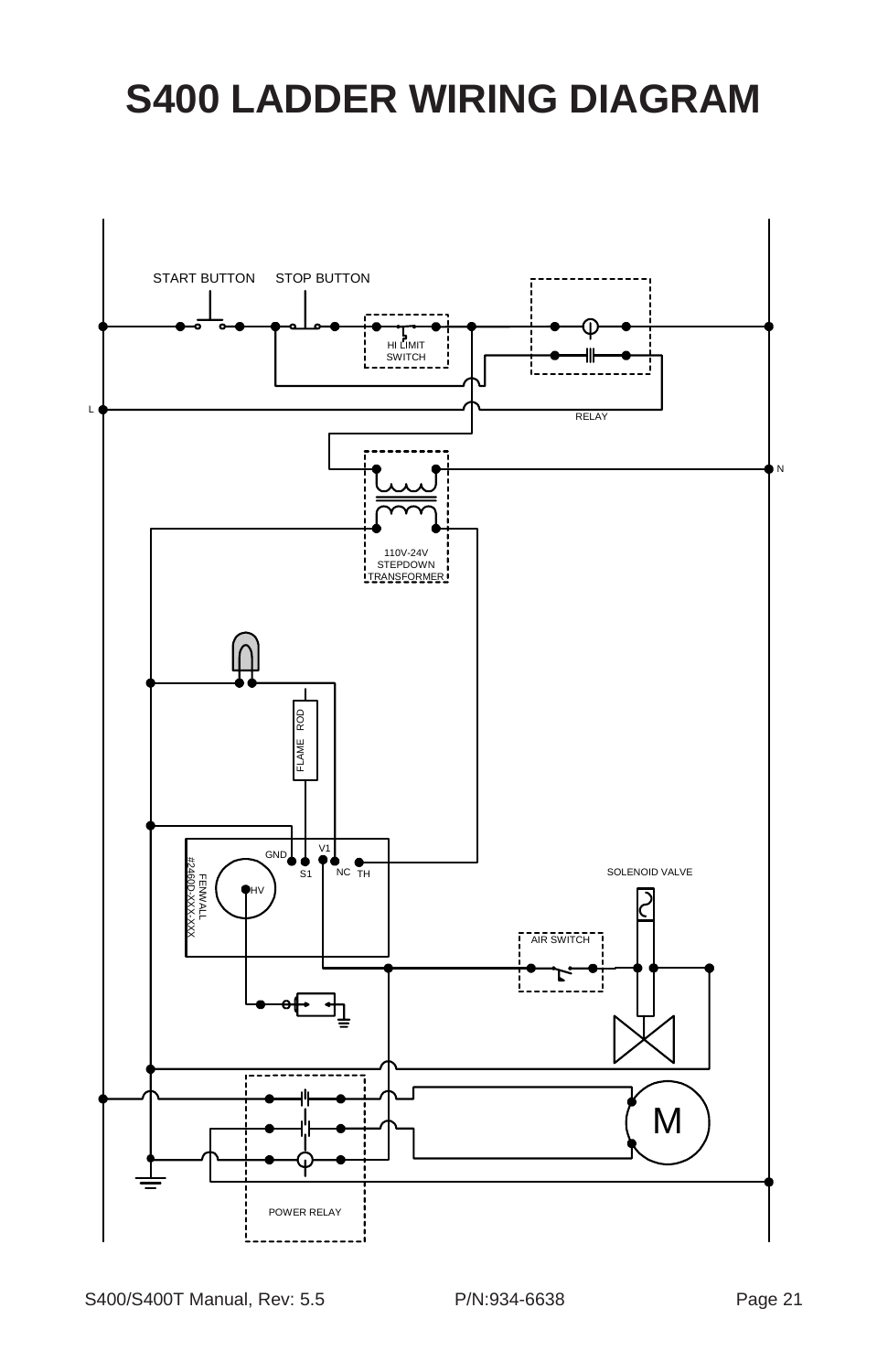# S400 LADDER WIRING DIAGRAM

START BUTTON

STOP BUTTON

HI LIMIT SWITCH

RELAY

L

N

110V-24V STEPDOWN TRANSFORMER

FLAME ROD

GND

V1

S1

NC

TH

FENWALL #2460D-XXX-XXX

HV

SOLENOID VALVE

AIR SWITCH

M

POWER RELAY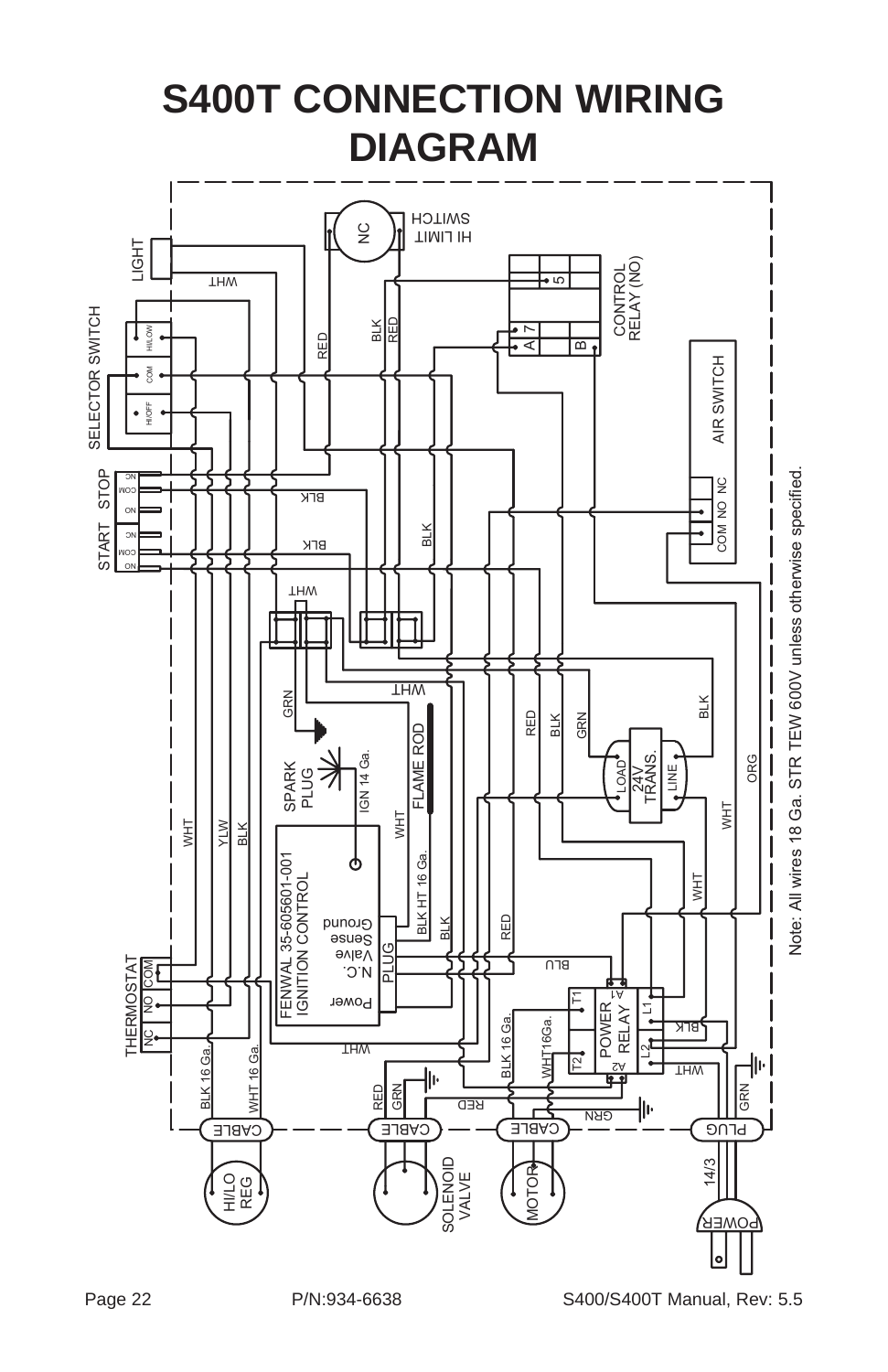# S400T CONNECTION WIRING DIAGRAM

Note: All wires 18 Ga. STR TEW 600V unless otherwise specified.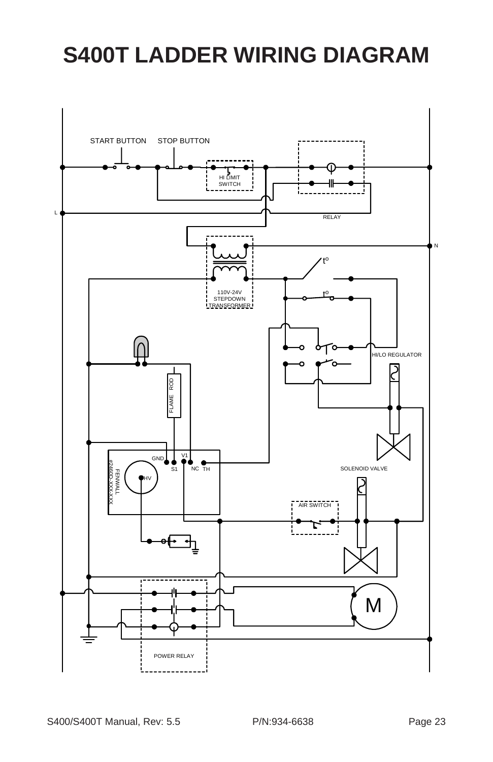# S400T LADDER WIRING DIAGRAM

START BUTTON
STOP BUTTON
HI LIMIT SWITCH
RELAY
L
N
110V-24V STEPDOWN TRANSFORMER
to
to
HI/LO REGULATOR
FLAME ROD
GND
V1
S1
NC
TH
HV
FENWALL #24600-XXX-XXX
SOLENOID VALVE
AIR SWITCH
M
POWER RELAY